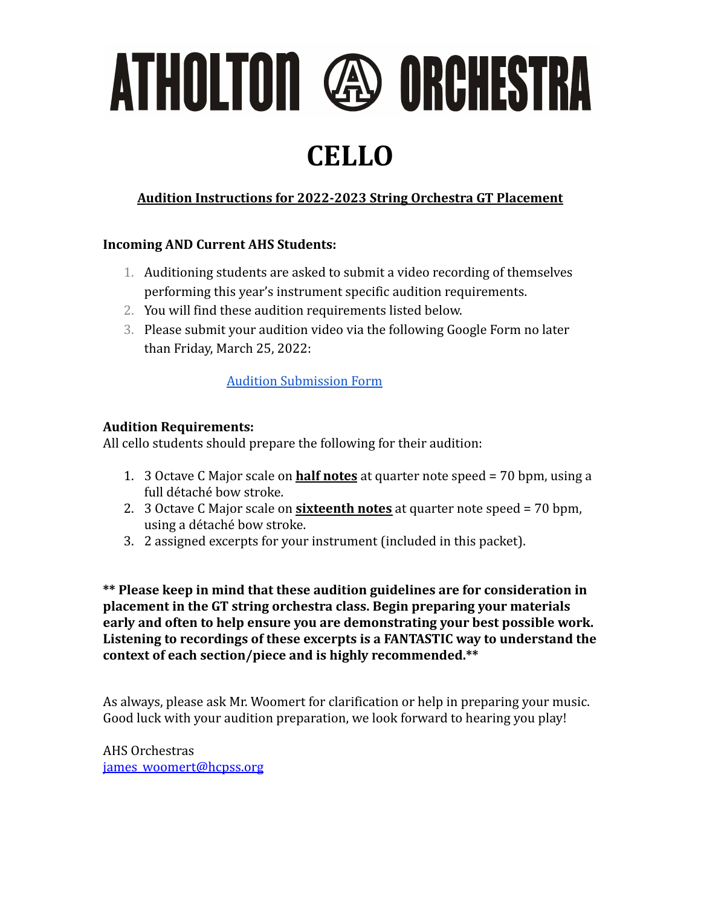# ATHOLTON ORCHESTRA

# CELLO

**Audition Instructions for 2022-2023 String Orchestra GT Placement**

**Incoming AND Current AHS Students:**

1. Auditioning students are asked to submit a video recording of themselves performing this year's instrument specific audition requirements.
2. You will find these audition requirements listed below.
3. Please submit your audition video via the following Google Form no later than Friday, March 25, 2022:

   Audition Submission Form

**Audition Requirements:**
All cello students should prepare the following for their audition:

1. 3 Octave C Major scale on **half notes** at quarter note speed = 70 bpm, using a full détaché bow stroke.
2. 3 Octave C Major scale on **sixteenth notes** at quarter note speed = 70 bpm, using a détaché bow stroke.
3. 2 assigned excerpts for your instrument (included in this packet).

**** Please keep in mind that these audition guidelines are for consideration in placement in the GT string orchestra class. Begin preparing your materials early and often to help ensure you are demonstrating your best possible work. Listening to recordings of these excerpts is a FANTASTIC way to understand the context of each section/piece and is highly recommended.****

As always, please ask Mr. Woomert for clarification or help in preparing your music. Good luck with your audition preparation, we look forward to hearing you play!

AHS Orchestras
james_woomert@hcpss.org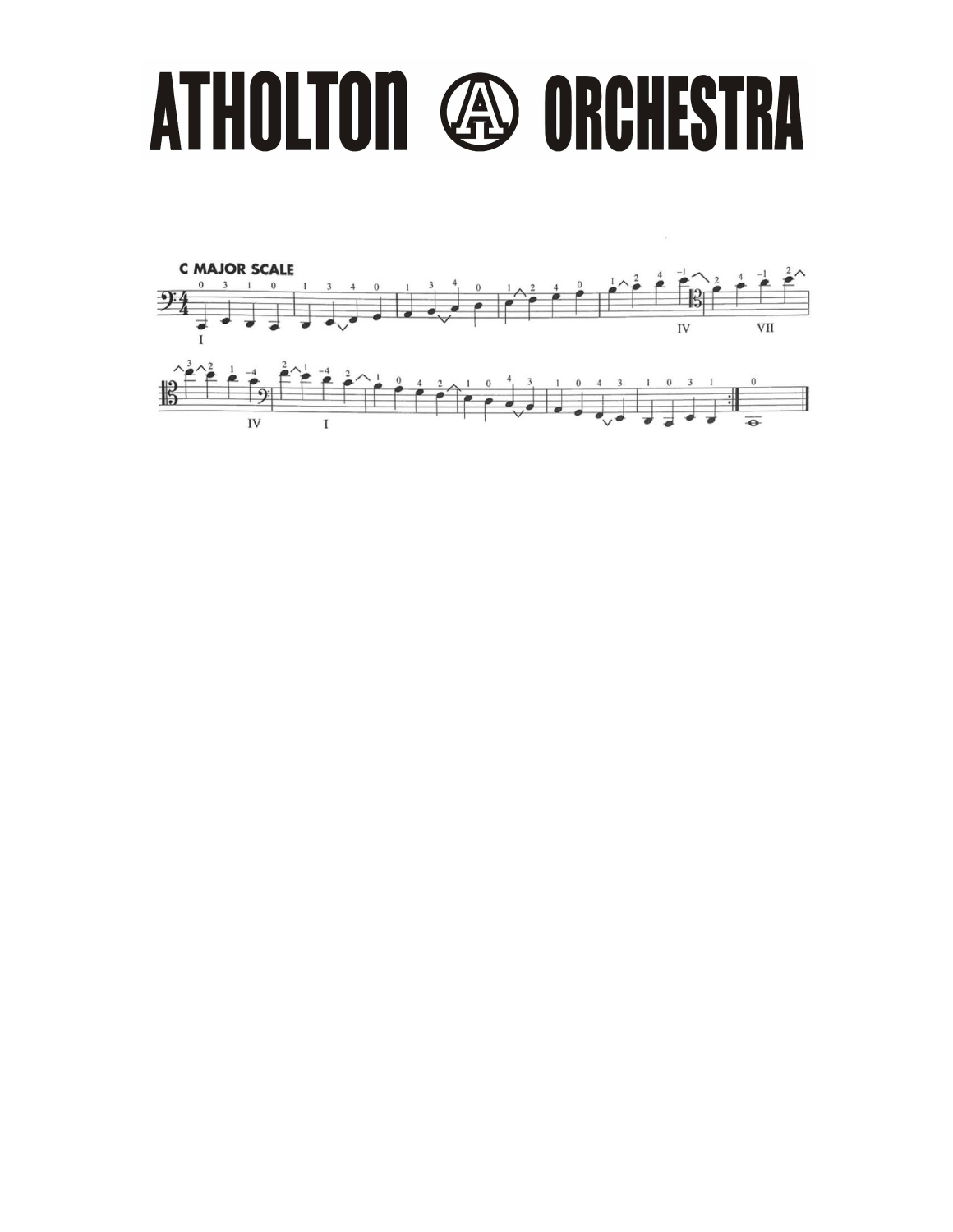# ATHOLTON ORCHESTRA

## C MAJOR SCALE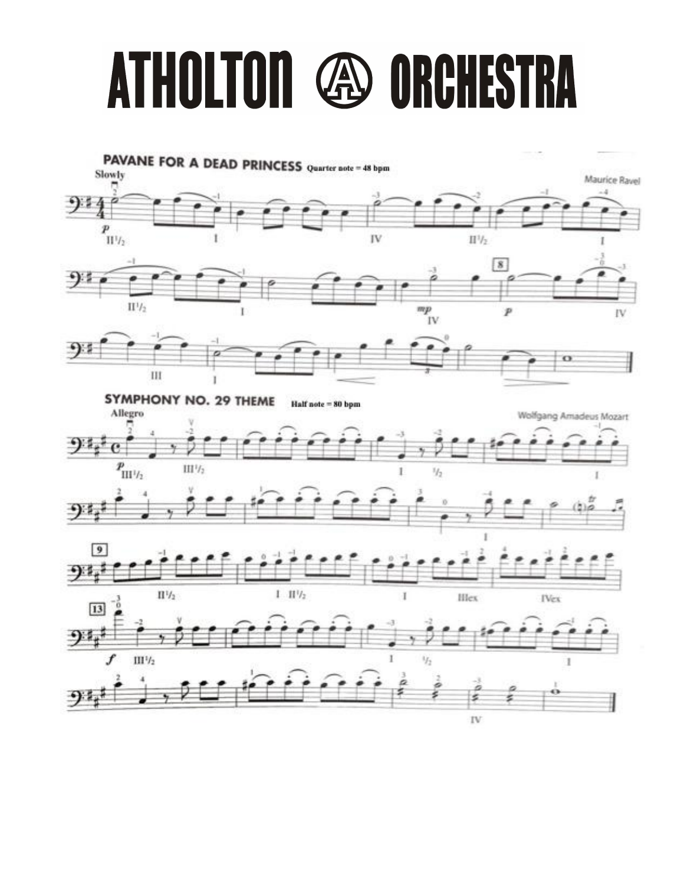# ATHOLTON ORCHESTRA

## PAVANE FOR A DEAD PRINCESS

Quarter note = 48 bpm

Slowly

Maurice Ravel

## SYMPHONY NO. 29 THEME

Half note = 80 bpm

Allegro

Wolfgang Amadeus Mozart